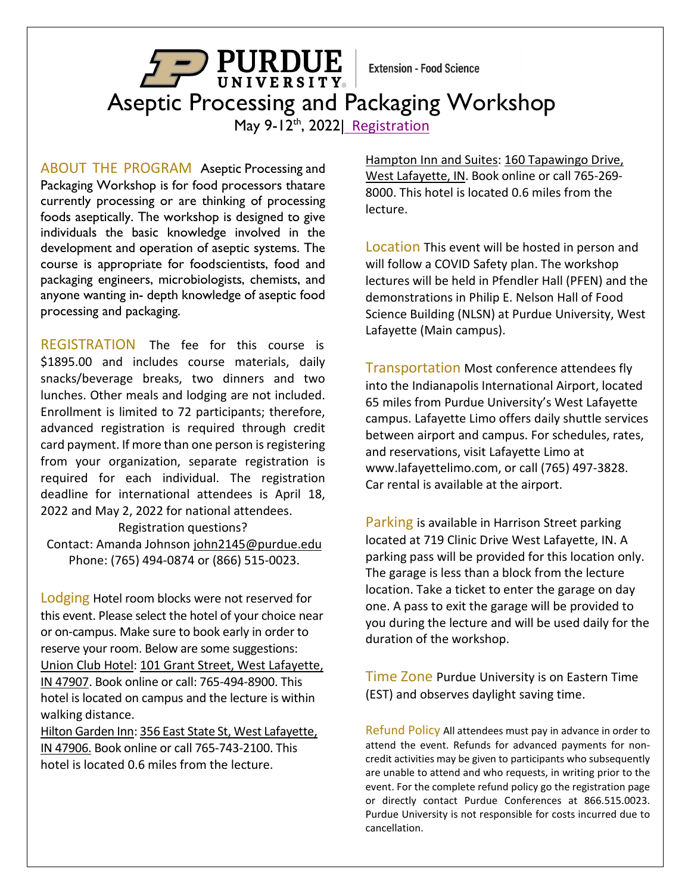PURDUE UNIVERSITY | Extension - Food Science

# Aseptic Processing and Packaging Workshop

May 9-12th, 2022| Registration

## ABOUT THE PROGRAM

Aseptic Processing and Packaging Workshop is for food processors thatare currently processing or are thinking of processing foods aseptically. The workshop is designed to give individuals the basic knowledge involved in the development and operation of aseptic systems. The course is appropriate for foodscientists, food and packaging engineers, microbiologists, chemists, and anyone wanting in- depth knowledge of aseptic food processing and packaging.

## REGISTRATION

The fee for this course is $1895.00 and includes course materials, daily snacks/beverage breaks, two dinners and two lunches. Other meals and lodging are not included. Enrollment is limited to 72 participants; therefore, advanced registration is required through credit card payment. If more than one person is registering from your organization, separate registration is required for each individual. The registration deadline for international attendees is April 18, 2022 and May 2, 2022 for national attendees.

Registration questions?
Contact: Amanda Johnson john2145@purdue.edu
Phone: (765) 494-0874 or (866) 515-0023.

## Lodging

Hotel room blocks were not reserved for this event. Please select the hotel of your choice near or on-campus. Make sure to book early in order to reserve your room. Below are some suggestions:

Union Club Hotel: 101 Grant Street, West Lafayette, IN 47907. Book online or call: 765-494-8900. This hotel is located on campus and the lecture is within walking distance.

Hilton Garden Inn: 356 East State St, West Lafayette, IN 47906. Book online or call 765-743-2100. This hotel is located 0.6 miles from the lecture.

Hampton Inn and Suites: 160 Tapawingo Drive, West Lafayette, IN. Book online or call 765-269-8000. This hotel is located 0.6 miles from the lecture.

## Location

This event will be hosted in person and will follow a COVID Safety plan. The workshop lectures will be held in Pfendler Hall (PFEN) and the demonstrations in Philip E. Nelson Hall of Food Science Building (NLSN) at Purdue University, West Lafayette (Main campus).

## Transportation

Most conference attendees fly into the Indianapolis International Airport, located 65 miles from Purdue University's West Lafayette campus. Lafayette Limo offers daily shuttle services between airport and campus. For schedules, rates, and reservations, visit Lafayette Limo at www.lafayettelimo.com, or call (765) 497-3828. Car rental is available at the airport.

## Parking

Parking is available in Harrison Street parking located at 719 Clinic Drive West Lafayette, IN. A parking pass will be provided for this location only. The garage is less than a block from the lecture location. Take a ticket to enter the garage on day one. A pass to exit the garage will be provided to you during the lecture and will be used daily for the duration of the workshop.

## Time Zone

Purdue University is on Eastern Time (EST) and observes daylight saving time.

## Refund Policy

All attendees must pay in advance in order to attend the event. Refunds for advanced payments for non-credit activities may be given to participants who subsequently are unable to attend and who requests, in writing prior to the event. For the complete refund policy go the registration page or directly contact Purdue Conferences at 866.515.0023. Purdue University is not responsible for costs incurred due to cancellation.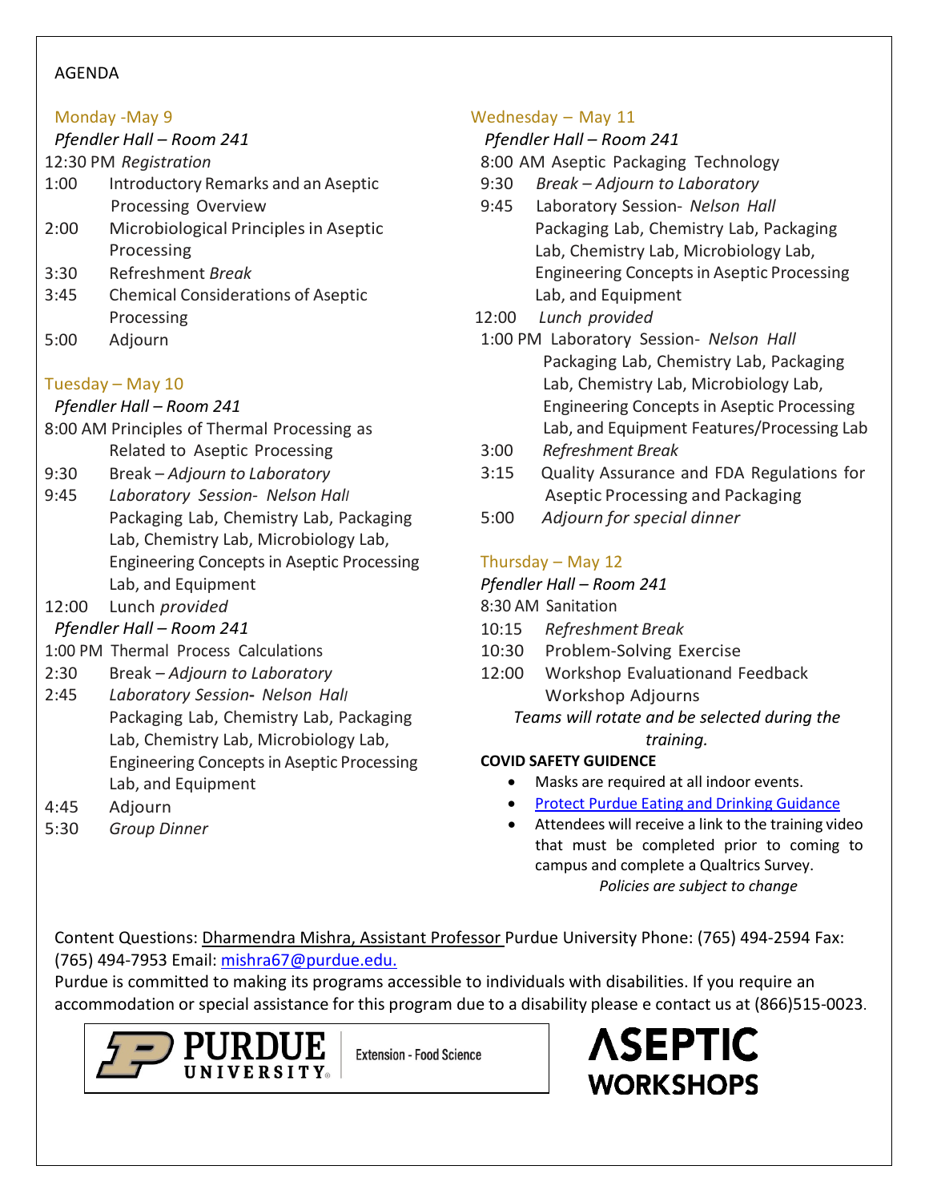AGENDA

## Monday -May 9

*Pfendler Hall – Room 241*

12:30 PM *Registration*

1:00 Introductory Remarks and an Aseptic Processing Overview

2:00 Microbiological Principles in Aseptic Processing

3:30 Refreshment *Break*

3:45 Chemical Considerations of Aseptic Processing

5:00 Adjourn

## Tuesday – May 10

*Pfendler Hall – Room 241*

8:00 AM Principles of Thermal Processing as Related to Aseptic Processing

9:30 Break – *Adjourn to Laboratory*

9:45 *Laboratory Session- Nelson Hall*
Packaging Lab, Chemistry Lab, Packaging Lab, Chemistry Lab, Microbiology Lab, Engineering Concepts in Aseptic Processing Lab, and Equipment

12:00 Lunch *provided*

*Pfendler Hall – Room 241*

1:00 PM Thermal Process Calculations

2:30 Break – *Adjourn to Laboratory*

2:45 *Laboratory Session- Nelson Hall*
Packaging Lab, Chemistry Lab, Packaging Lab, Chemistry Lab, Microbiology Lab, Engineering Concepts in Aseptic Processing Lab, and Equipment

4:45 Adjourn

5:30 *Group Dinner*

## Wednesday – May 11

*Pfendler Hall – Room 241*

8:00 AM Aseptic Packaging Technology

9:30 *Break – Adjourn to Laboratory*

9:45 Laboratory Session- *Nelson Hall*
Packaging Lab, Chemistry Lab, Packaging Lab, Chemistry Lab, Microbiology Lab, Engineering Concepts in Aseptic Processing Lab, and Equipment

12:00 *Lunch provided*

1:00 PM Laboratory Session- *Nelson Hall*
Packaging Lab, Chemistry Lab, Packaging Lab, Chemistry Lab, Microbiology Lab, Engineering Concepts in Aseptic Processing Lab, and Equipment Features/Processing Lab

3:00 *Refreshment Break*

3:15 Quality Assurance and FDA Regulations for Aseptic Processing and Packaging

5:00 *Adjourn for special dinner*

## Thursday – May 12

*Pfendler Hall – Room 241*

8:30 AM Sanitation

10:15 *Refreshment Break*

10:30 Problem-Solving Exercise

12:00 Workshop Evaluationand Feedback
Workshop Adjourns

*Teams will rotate and be selected during the training.*

**COVID SAFETY GUIDENCE**

- Masks are required at all indoor events.
- Protect Purdue Eating and Drinking Guidance
- Attendees will receive a link to the training video that must be completed prior to coming to campus and complete a Qualtrics Survey.

*Policies are subject to change*

Content Questions: Dharmendra Mishra, Assistant Professor Purdue University Phone: (765) 494-2594 Fax: (765) 494-7953 Email: mishra67@purdue.edu.

Purdue is committed to making its programs accessible to individuals with disabilities. If you require an accommodation or special assistance for this program due to a disability please e contact us at (866)515-0023.

PURDUE UNIVERSITY Extension - Food Science

ASEPTIC WORKSHOPS